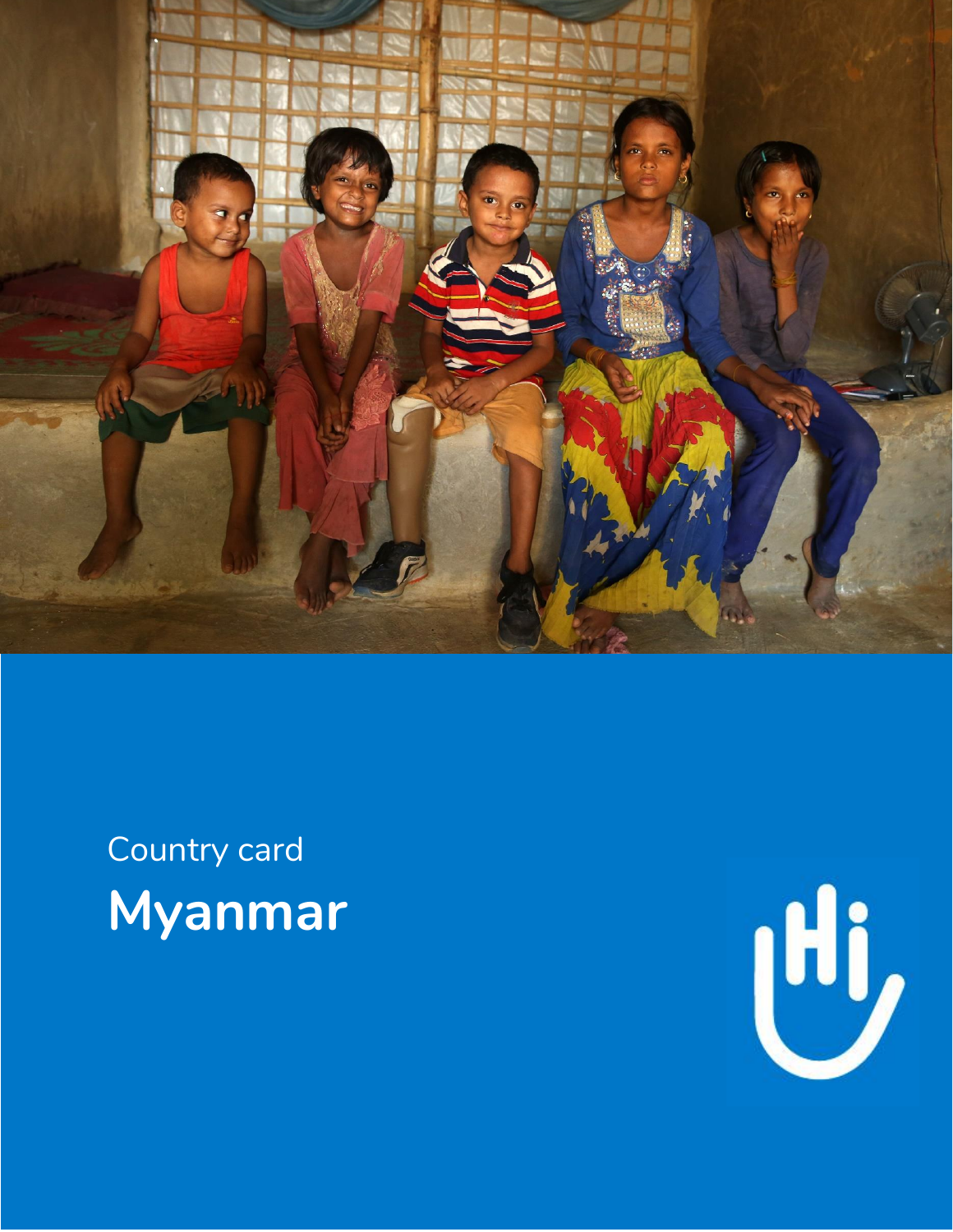Country card

# Myanmar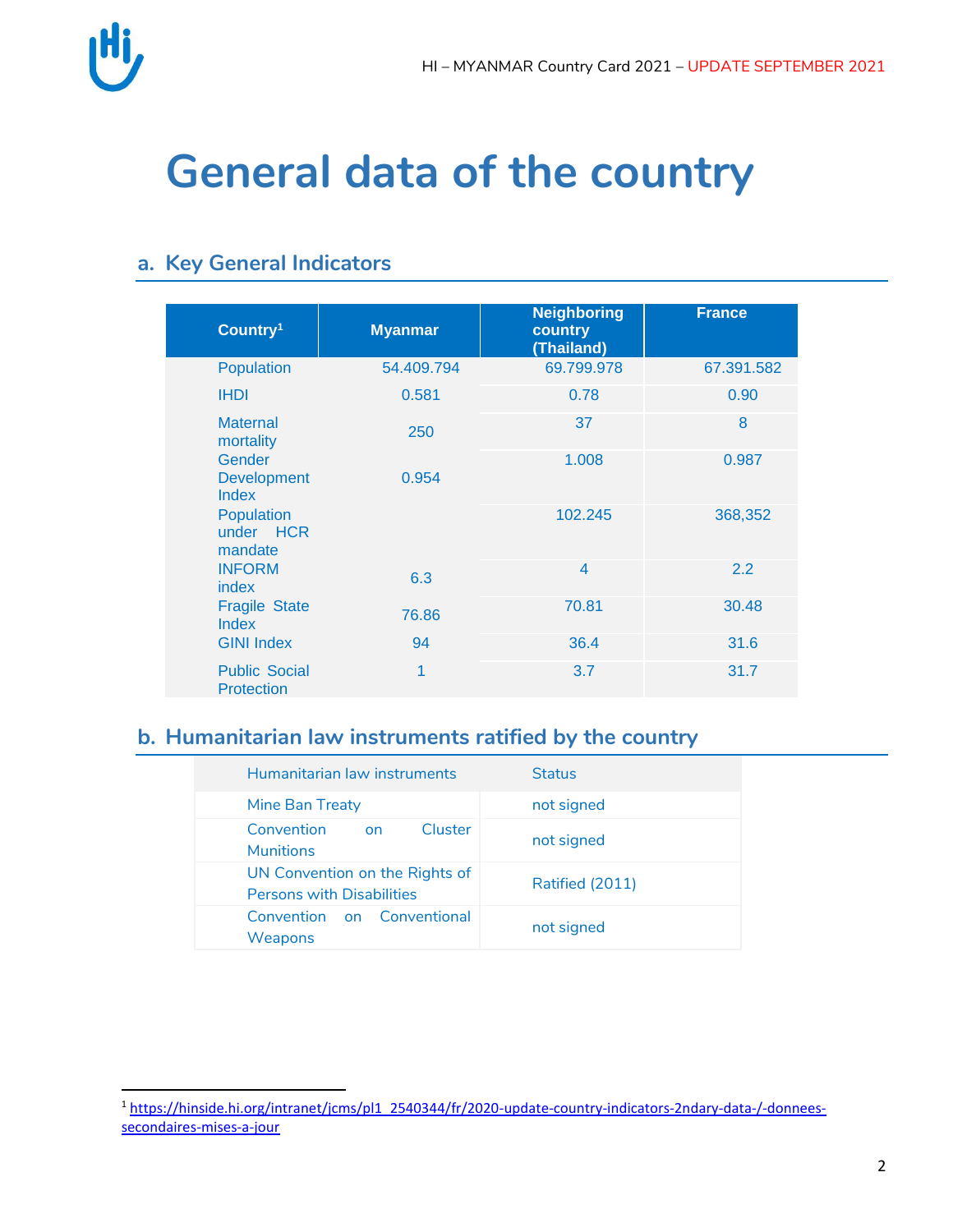# General data of the country

## a. Key General Indicators

| Country[1] | Myanmar | Neighboring country (Thailand) | France |
|---|---|---|---|
| Population | 54.409.794 | 69.799.978 | 67.391.582 |
| IHDI | 0.581 | 0.78 | 0.90 |
| Maternal mortality | 250 | 37 | 8 |
| Gender Development Index | 0.954 | 1.008 | 0.987 |
| Population under HCR mandate | | 102.245 | 368,352 |
| INFORM index | 6.3 | 4 | 2.2 |
| Fragile State Index | 76.86 | 70.81 | 30.48 |
| GINI Index | 94 | 36.4 | 31.6 |
| Public Social Protection | 1 | 3.7 | 31.7 |

## b. Humanitarian law instruments ratified by the country

| Humanitarian law instruments | Status |
|---|---|
| Mine Ban Treaty | not signed |
| Convention on Cluster Munitions | not signed |
| UN Convention on the Rights of Persons with Disabilities | Ratified (2011) |
| Convention on Conventional Weapons | not signed |

[1] https://hinside.hi.org/intranet/jcms/pl1_2540344/fr/2020-update-country-indicators-2ndary-data-/-donnees-secondaires-mises-a-jour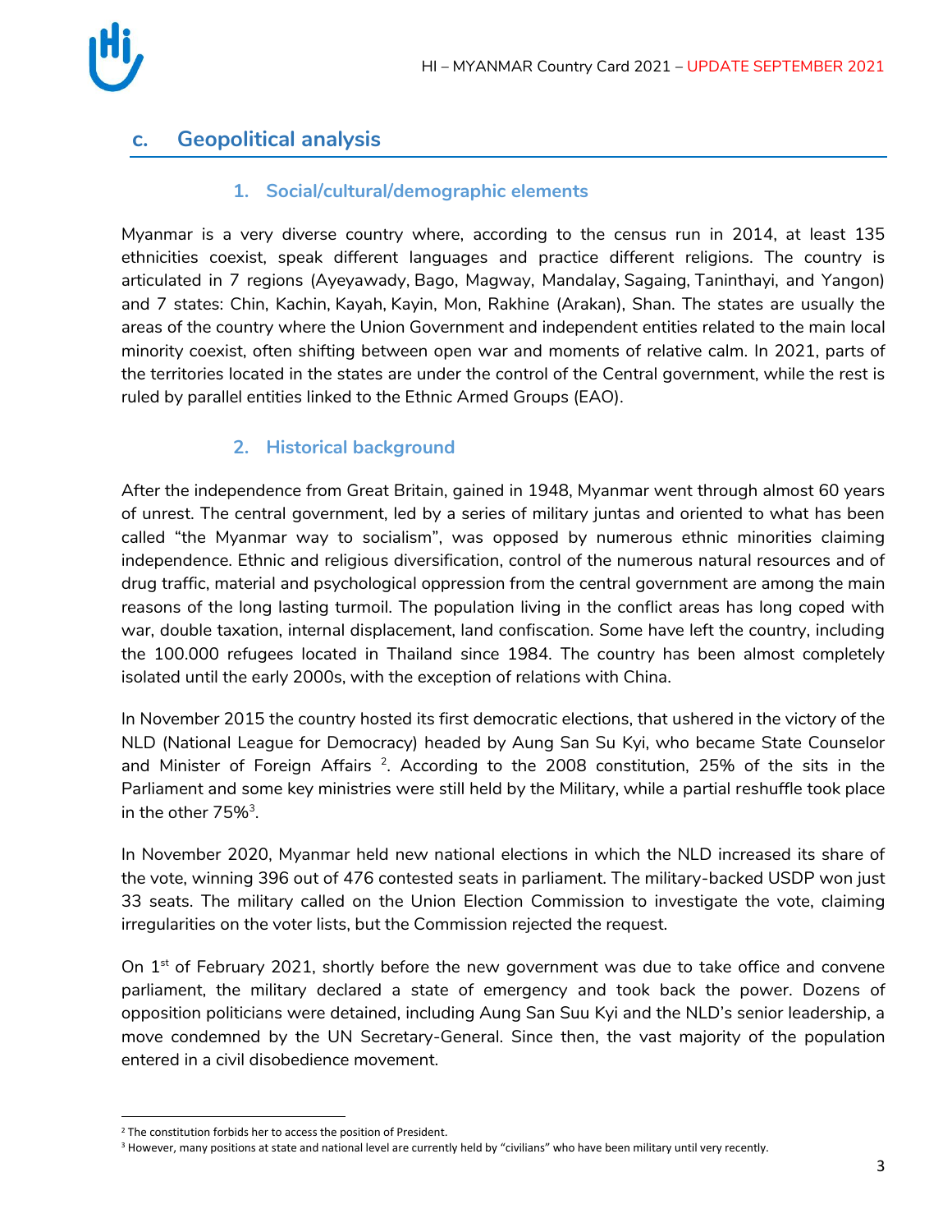## c. Geopolitical analysis

### 1. Social/cultural/demographic elements

Myanmar is a very diverse country where, according to the census run in 2014, at least 135 ethnicities coexist, speak different languages and practice different religions. The country is articulated in 7 regions (Ayeyawady, Bago, Magway, Mandalay, Sagaing, Taninthayi, and Yangon) and 7 states: Chin, Kachin, Kayah, Kayin, Mon, Rakhine (Arakan), Shan. The states are usually the areas of the country where the Union Government and independent entities related to the main local minority coexist, often shifting between open war and moments of relative calm. In 2021, parts of the territories located in the states are under the control of the Central government, while the rest is ruled by parallel entities linked to the Ethnic Armed Groups (EAO).

### 2. Historical background

After the independence from Great Britain, gained in 1948, Myanmar went through almost 60 years of unrest. The central government, led by a series of military juntas and oriented to what has been called "the Myanmar way to socialism", was opposed by numerous ethnic minorities claiming independence. Ethnic and religious diversification, control of the numerous natural resources and of drug traffic, material and psychological oppression from the central government are among the main reasons of the long lasting turmoil. The population living in the conflict areas has long coped with war, double taxation, internal displacement, land confiscation. Some have left the country, including the 100.000 refugees located in Thailand since 1984. The country has been almost completely isolated until the early 2000s, with the exception of relations with China.

In November 2015 the country hosted its first democratic elections, that ushered in the victory of the NLD (National League for Democracy) headed by Aung San Su Kyi, who became State Counselor and Minister of Foreign Affairs [2]. According to the 2008 constitution, 25% of the sits in the Parliament and some key ministries were still held by the Military, while a partial reshuffle took place in the other 75%[3].

In November 2020, Myanmar held new national elections in which the NLD increased its share of the vote, winning 396 out of 476 contested seats in parliament. The military-backed USDP won just 33 seats. The military called on the Union Election Commission to investigate the vote, claiming irregularities on the voter lists, but the Commission rejected the request.

On 1st of February 2021, shortly before the new government was due to take office and convene parliament, the military declared a state of emergency and took back the power. Dozens of opposition politicians were detained, including Aung San Suu Kyi and the NLD's senior leadership, a move condemned by the UN Secretary-General. Since then, the vast majority of the population entered in a civil disobedience movement.

---

[2] The constitution forbids her to access the position of President.

[3] However, many positions at state and national level are currently held by "civilians" who have been military until very recently.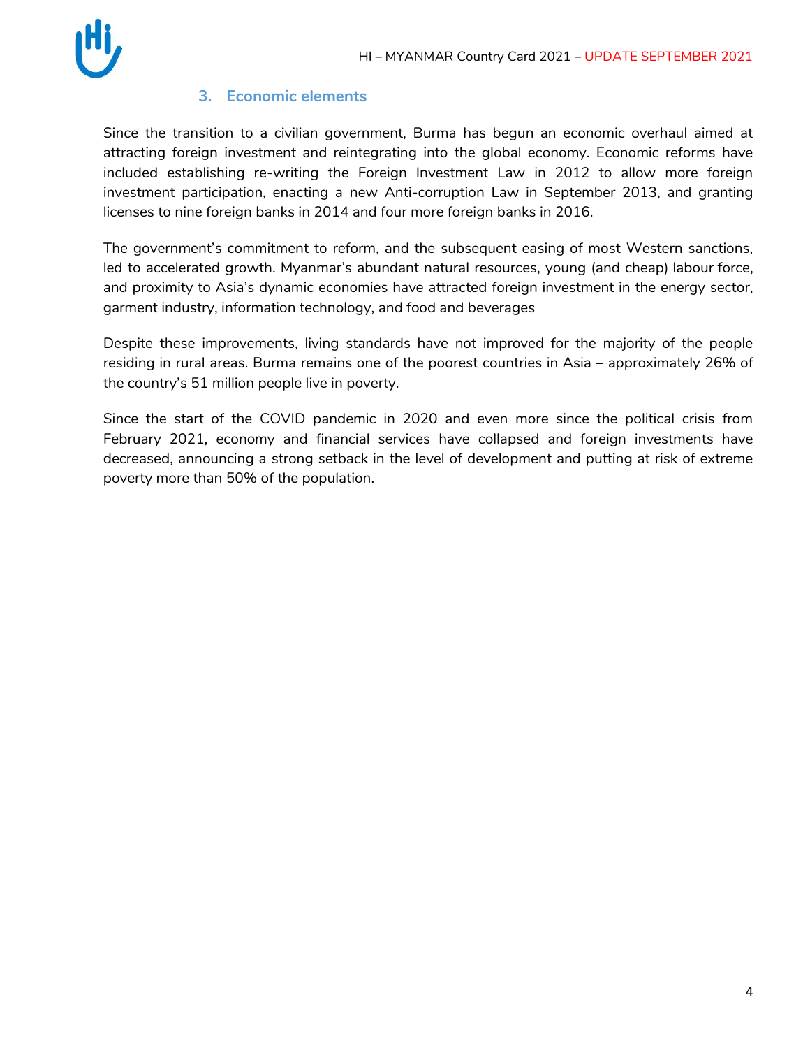## 3. Economic elements

Since the transition to a civilian government, Burma has begun an economic overhaul aimed at attracting foreign investment and reintegrating into the global economy. Economic reforms have included establishing re-writing the Foreign Investment Law in 2012 to allow more foreign investment participation, enacting a new Anti-corruption Law in September 2013, and granting licenses to nine foreign banks in 2014 and four more foreign banks in 2016.

The government's commitment to reform, and the subsequent easing of most Western sanctions, led to accelerated growth. Myanmar's abundant natural resources, young (and cheap) labour force, and proximity to Asia's dynamic economies have attracted foreign investment in the energy sector, garment industry, information technology, and food and beverages

Despite these improvements, living standards have not improved for the majority of the people residing in rural areas. Burma remains one of the poorest countries in Asia – approximately 26% of the country's 51 million people live in poverty.

Since the start of the COVID pandemic in 2020 and even more since the political crisis from February 2021, economy and financial services have collapsed and foreign investments have decreased, announcing a strong setback in the level of development and putting at risk of extreme poverty more than 50% of the population.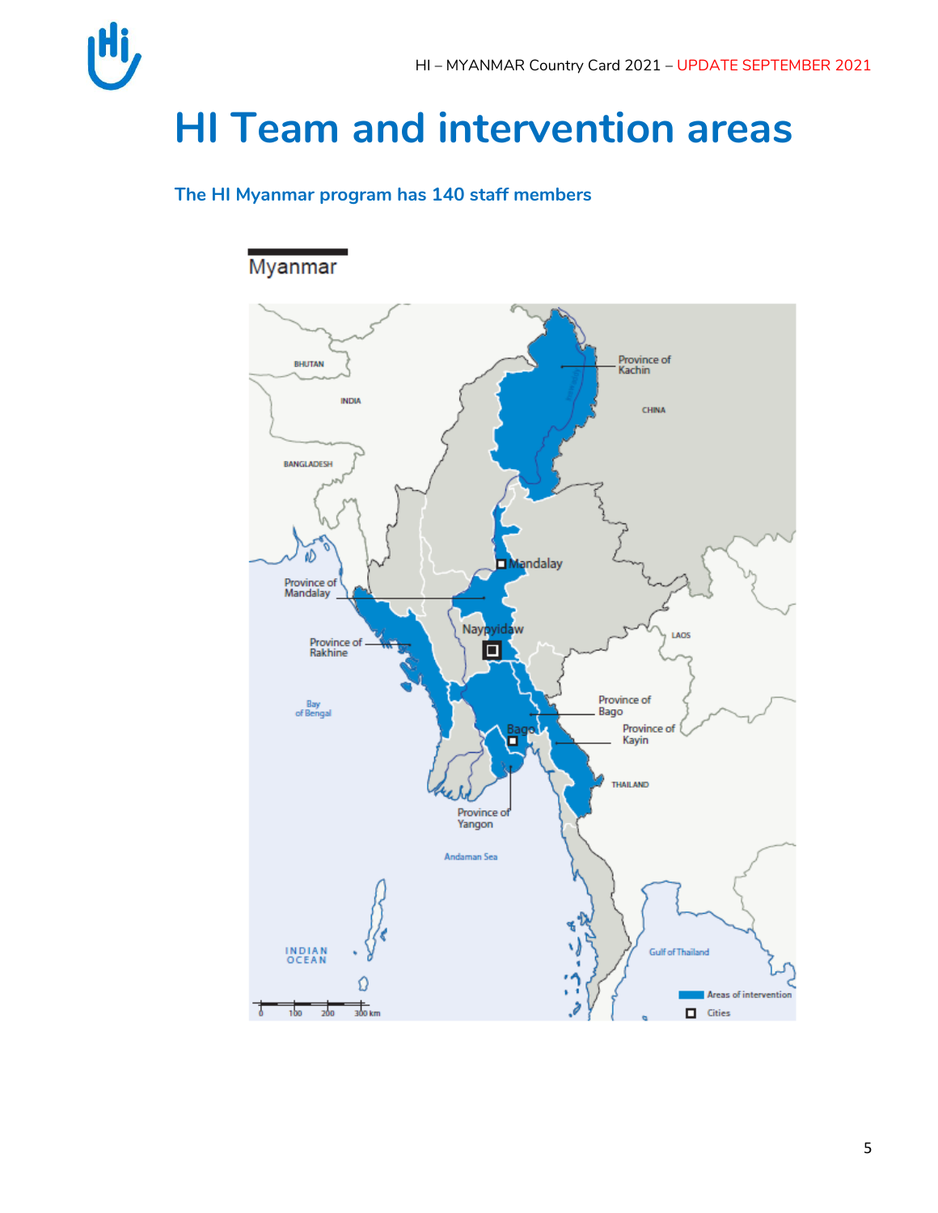# HI Team and intervention areas

**The HI Myanmar program has 140 staff members**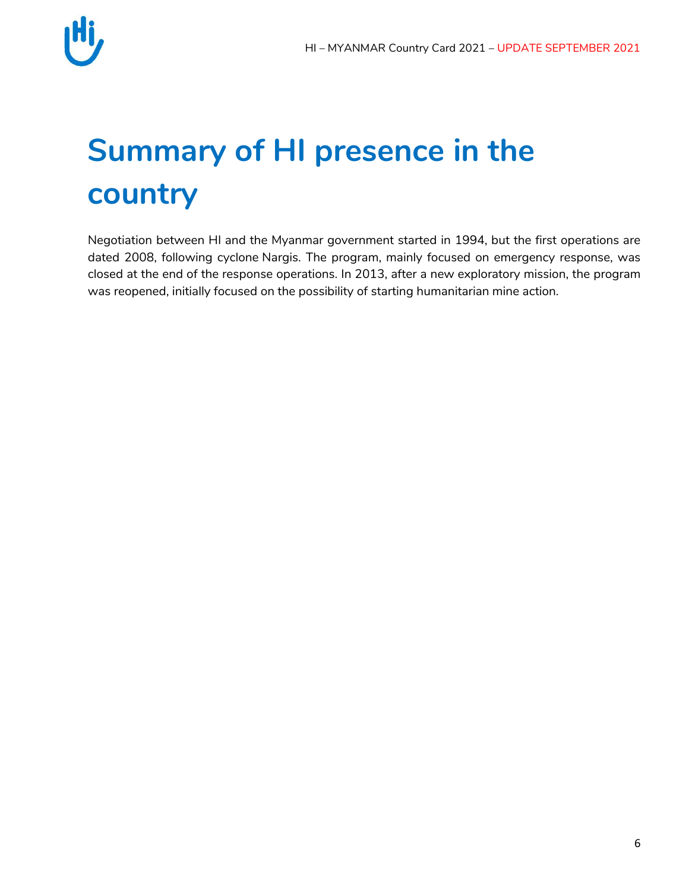# Summary of HI presence in the country

Negotiation between HI and the Myanmar government started in 1994, but the first operations are dated 2008, following cyclone Nargis. The program, mainly focused on emergency response, was closed at the end of the response operations. In 2013, after a new exploratory mission, the program was reopened, initially focused on the possibility of starting humanitarian mine action.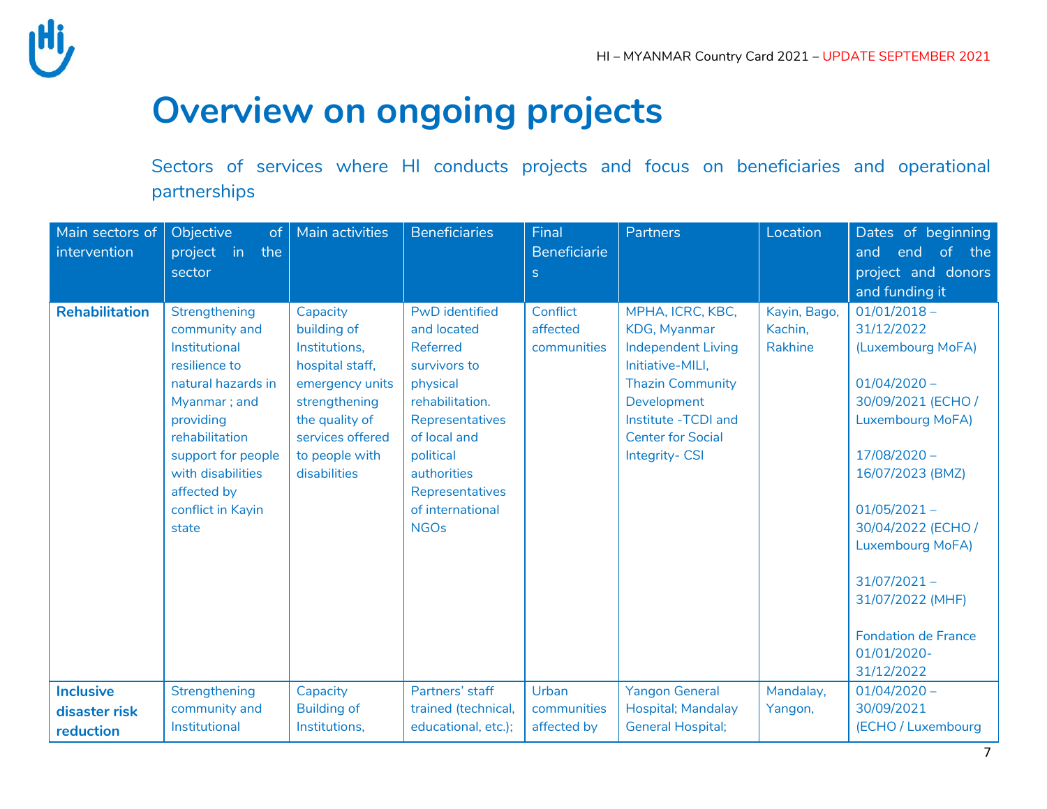# Overview on ongoing projects

Sectors of services where HI conducts projects and focus on beneficiaries and operational partnerships

| Main sectors of intervention | Objective of project in the sector | Main activities | Beneficiaries | Final Beneficiaries | Partners | Location | Dates of beginning and end of the project and donors and funding it |
|---|---|---|---|---|---|---|---|
| **Rehabilitation** | Strengthening community and Institutional resilience to natural hazards in Myanmar ; and providing rehabilitation support for people with disabilities affected by conflict in Kayin state | Capacity building of Institutions, hospital staff, emergency units strengthening the quality of services offered to people with disabilities | PwD identified and located Referred survivors to physical rehabilitation. Representatives of local and political authorities Representatives of international NGOs | Conflict affected communities | MPHA, ICRC, KBC, KDG, Myanmar Independent Living Initiative-MILI, Thazin Community Development Institute -TCDI and Center for Social Integrity- CSI | Kayin, Bago, Kachin, Rakhine | 01/01/2018 – 31/12/2022 (Luxembourg MoFA)<br><br>01/04/2020 – 30/09/2021 (ECHO / Luxembourg MoFA)<br><br>17/08/2020 – 16/07/2023 (BMZ)<br><br>01/05/2021 – 30/04/2022 (ECHO / Luxembourg MoFA)<br><br>31/07/2021 – 31/07/2022 (MHF)<br><br>Fondation de France 01/01/2020-31/12/2022 |
| **Inclusive disaster risk reduction** | Strengthening community and Institutional | Capacity Building of Institutions, | Partners' staff trained (technical, educational, etc.); | Urban communities affected by | Yangon General Hospital; Mandalay General Hospital; | Mandalay, Yangon, | 01/04/2020 – 30/09/2021 (ECHO / Luxembourg |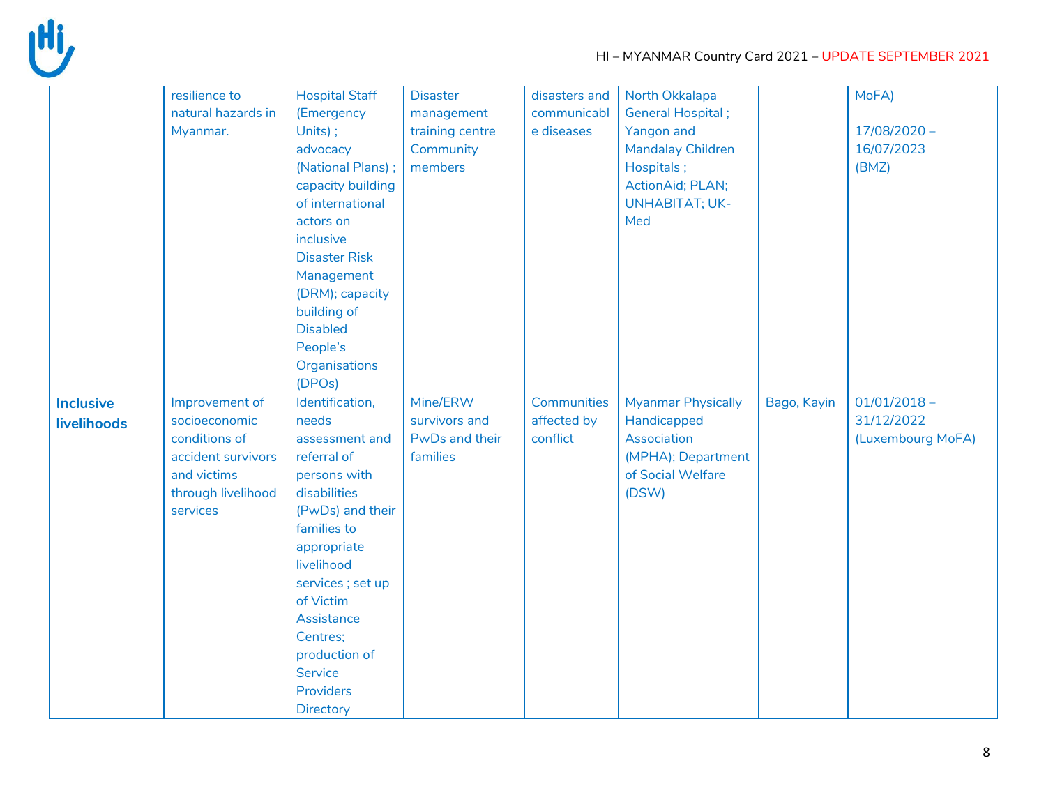| | | | | | | | |
|---|---|---|---|---|---|---|---|
| | resilience to natural hazards in Myanmar. | Hospital Staff (Emergency Units) ; advocacy (National Plans) ; capacity building of international actors on inclusive Disaster Risk Management (DRM); capacity building of Disabled People's Organisations (DPOs) | Disaster management training centre Community members | disasters and communicable diseases | North Okkalapa General Hospital ; Yangon and Mandalay Children Hospitals ; ActionAid; PLAN; UNHABITAT; UK-Med | | MoFA)<br><br>17/08/2020 – 16/07/2023 (BMZ) |
| **Inclusive livelihoods** | Improvement of socioeconomic conditions of accident survivors and victims through livelihood services | Identification, needs assessment and referral of persons with disabilities (PwDs) and their families to appropriate livelihood services ; set up of Victim Assistance Centres; production of Service Providers Directory | Mine/ERW survivors and PwDs and their families | Communities affected by conflict | Myanmar Physically Handicapped Association (MPHA); Department of Social Welfare (DSW) | Bago, Kayin | 01/01/2018 – 31/12/2022 (Luxembourg MoFA) |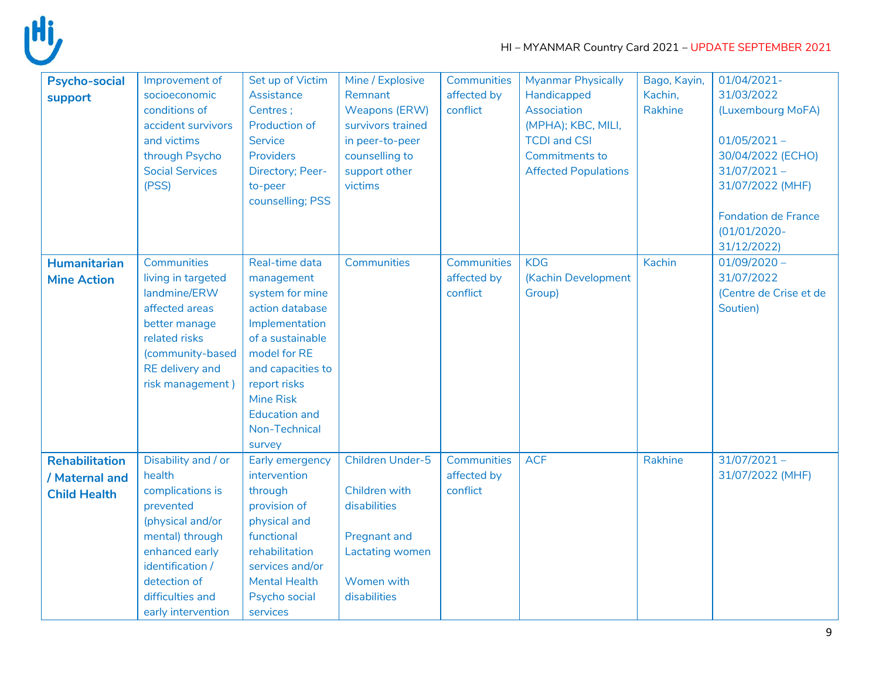| | | | | | | | |
|---|---|---|---|---|---|---|---|
| **Psycho-social support** | Improvement of socioeconomic conditions of accident survivors and victims through Psycho Social Services (PSS) | Set up of Victim Assistance Centres ; Production of Service Providers Directory; Peer-to-peer counselling; PSS | Mine / Explosive Remnant Weapons (ERW) survivors trained in peer-to-peer counselling to support other victims | Communities affected by conflict | Myanmar Physically Handicapped Association (MPHA); KBC, MILI, TCDI and CSI Commitments to Affected Populations | Bago, Kayin, Kachin, Rakhine | 01/04/2021-31/03/2022 (Luxembourg MoFA)<br><br>01/05/2021 – 30/04/2022 (ECHO)<br>31/07/2021 – 31/07/2022 (MHF)<br><br>Fondation de France (01/01/2020-31/12/2022) |
| **Humanitarian Mine Action** | Communities living in targeted landmine/ERW affected areas better manage related risks (community-based RE delivery and risk management ) | Real-time data management system for mine action database Implementation of a sustainable model for RE and capacities to report risks Mine Risk Education and Non-Technical survey | Communities | Communities affected by conflict | KDG (Kachin Development Group) | Kachin | 01/09/2020 – 31/07/2022 (Centre de Crise et de Soutien) |
| **Rehabilitation / Maternal and Child Health** | Disability and / or health complications is prevented (physical and/or mental) through enhanced early identification / detection of difficulties and early intervention | Early emergency intervention through provision of physical and functional rehabilitation services and/or Mental Health Psycho social services | Children Under-5<br><br>Children with disabilities<br><br>Pregnant and Lactating women<br><br>Women with disabilities | Communities affected by conflict | ACF | Rakhine | 31/07/2021 – 31/07/2022 (MHF) |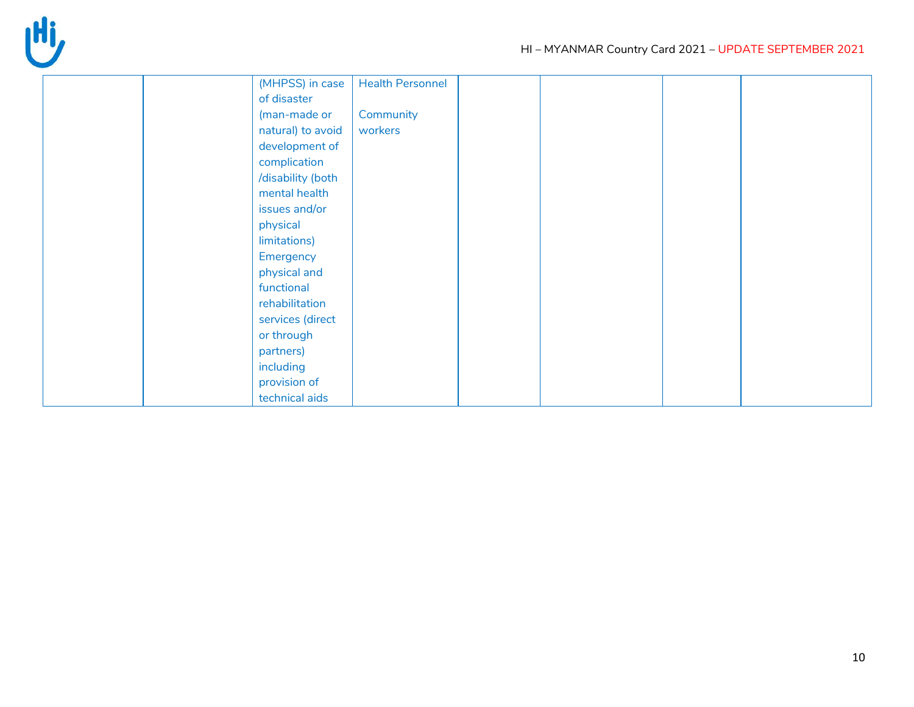|  |  |  |  |  |  |  |  |
|---|---|---|---|---|---|---|---|
|  |  | (MHPSS) in case of disaster (man-made or natural) to avoid development of complication /disability (both mental health issues and/or physical limitations) Emergency physical and functional rehabilitation services (direct or through partners) including provision of technical aids | Health Personnel<br><br>Community workers |  |  |  |  |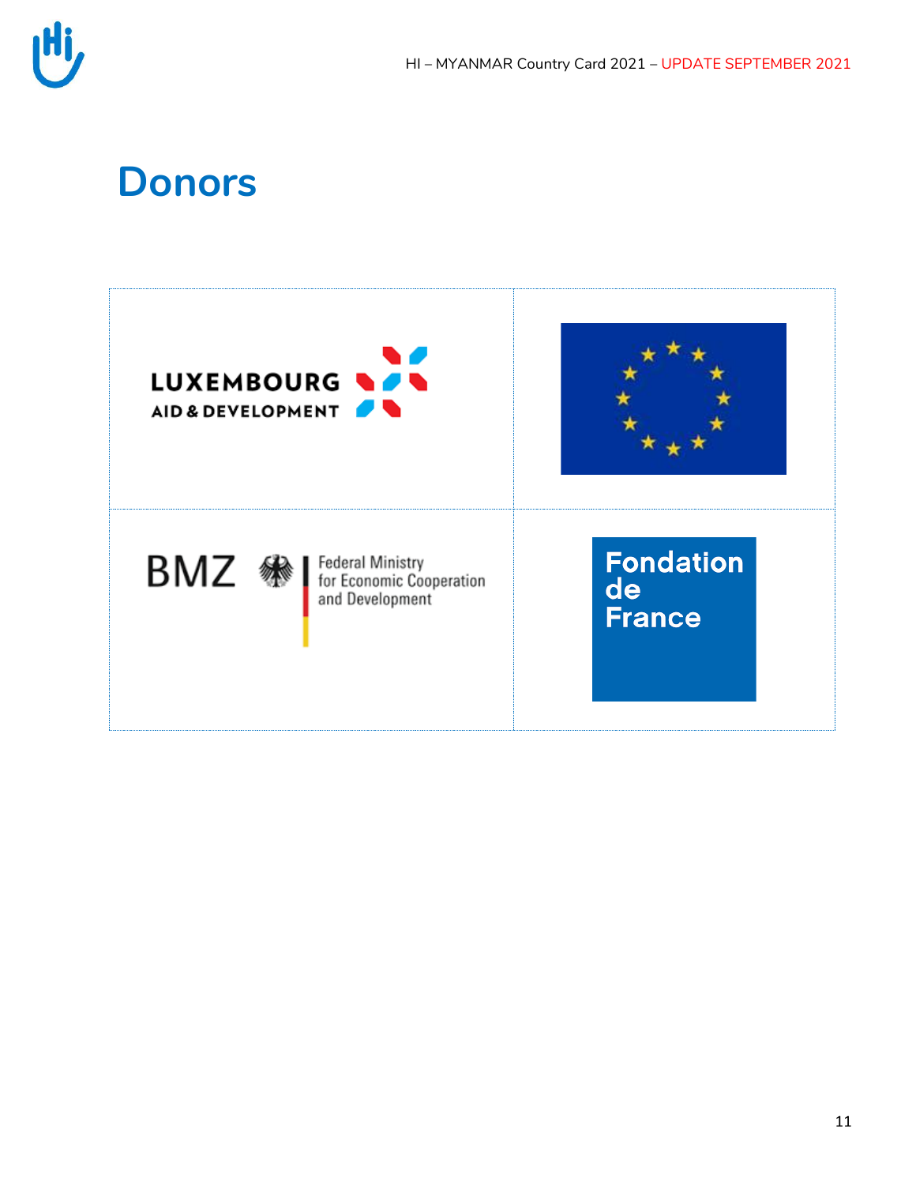# Donors

| | |
|---|---|
| LUXEMBOURG AID & DEVELOPMENT | |
| BMZ Federal Ministry for Economic Cooperation and Development | Fondation de France |